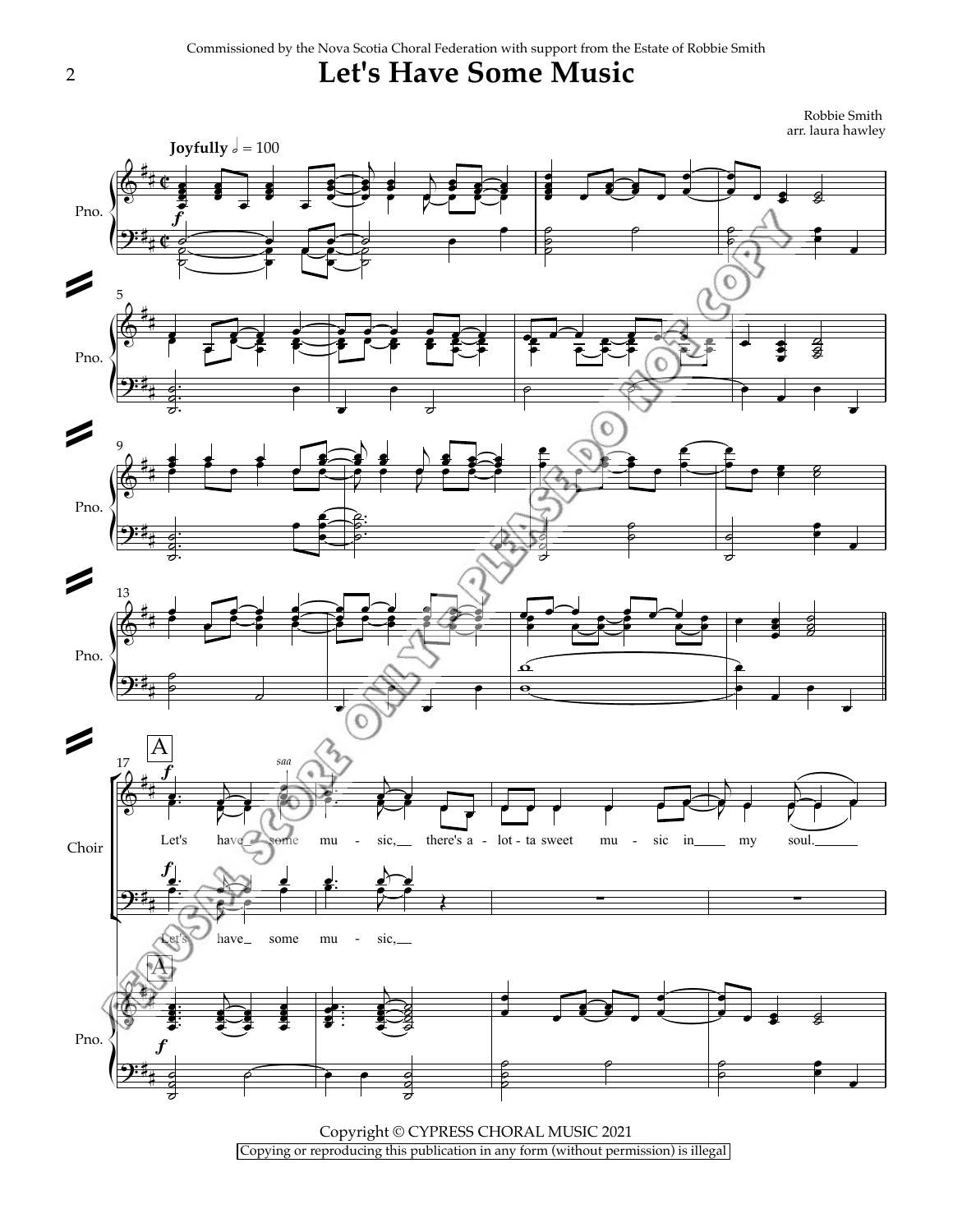Commissioned by the Nova Scotia Choral Federation with support from the Estate of Robbie Smith

# Let's Have Some Music

Robbie Smith
arr. laura hawley

**Joyfully** 𝅗𝅥 = 100

Let's have some music, there's a lot-ta sweet music in my soul.

Let's have some music,

Copyright © CYPRESS CHORAL MUSIC 2021
Copying or reproducing this publication in any form (without permission) is illegal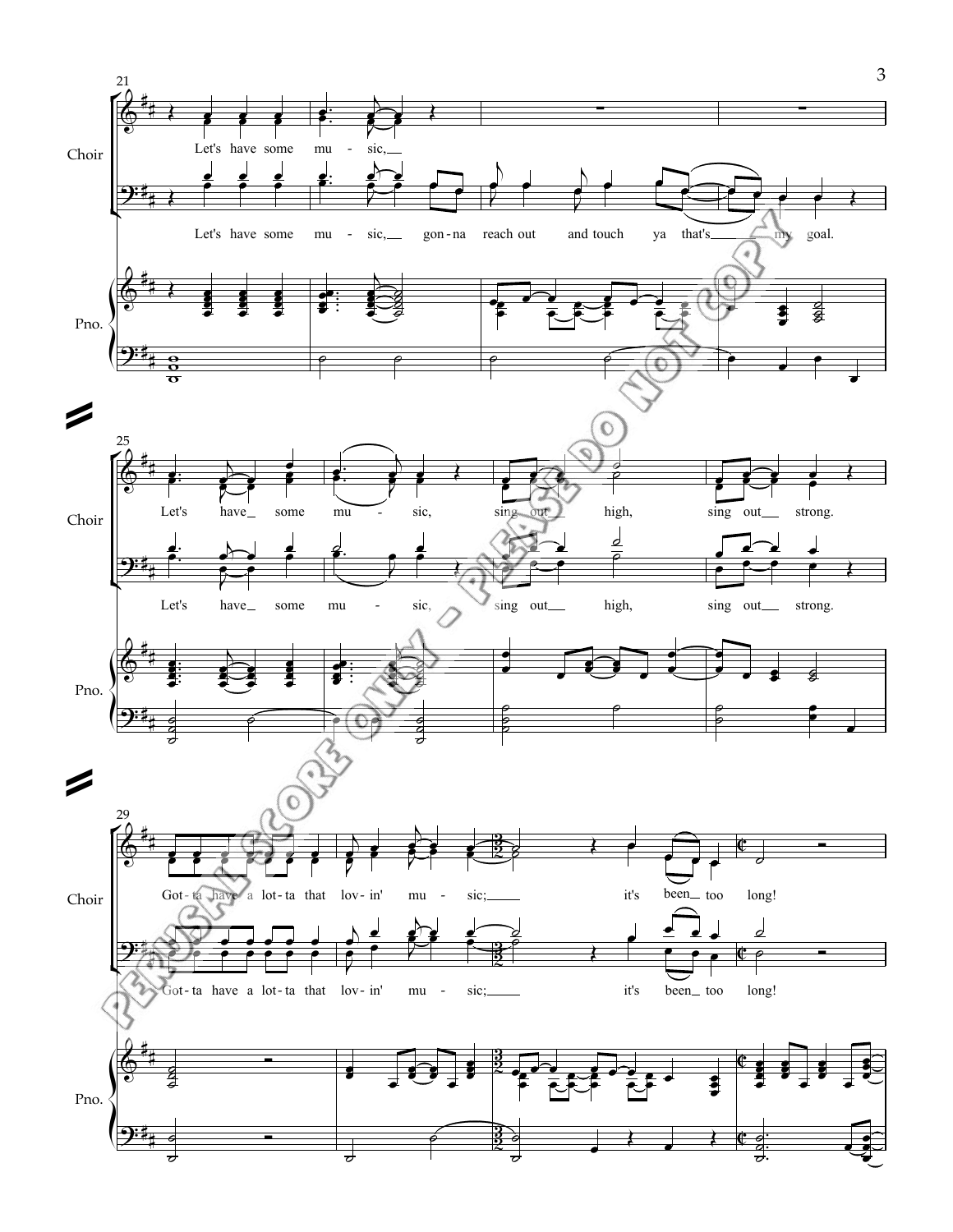Choir

Let's have some mu - sic,

Let's have some mu - sic, gon - na reach out and touch ya that's my goal.

Pno.

Choir

Let's have some mu - sic, sing out high, sing out strong.

Let's have some mu - sic, sing out high, sing out strong.

Pno.

Choir

Got - ta have a lot - ta that lov - in' mu - sic; it's been too long!

Got - ta have a lot - ta that lov - in' mu - sic; it's been too long!

Pno.

PERUSAL SCORE ONLY - PLEASE DO NOT COPY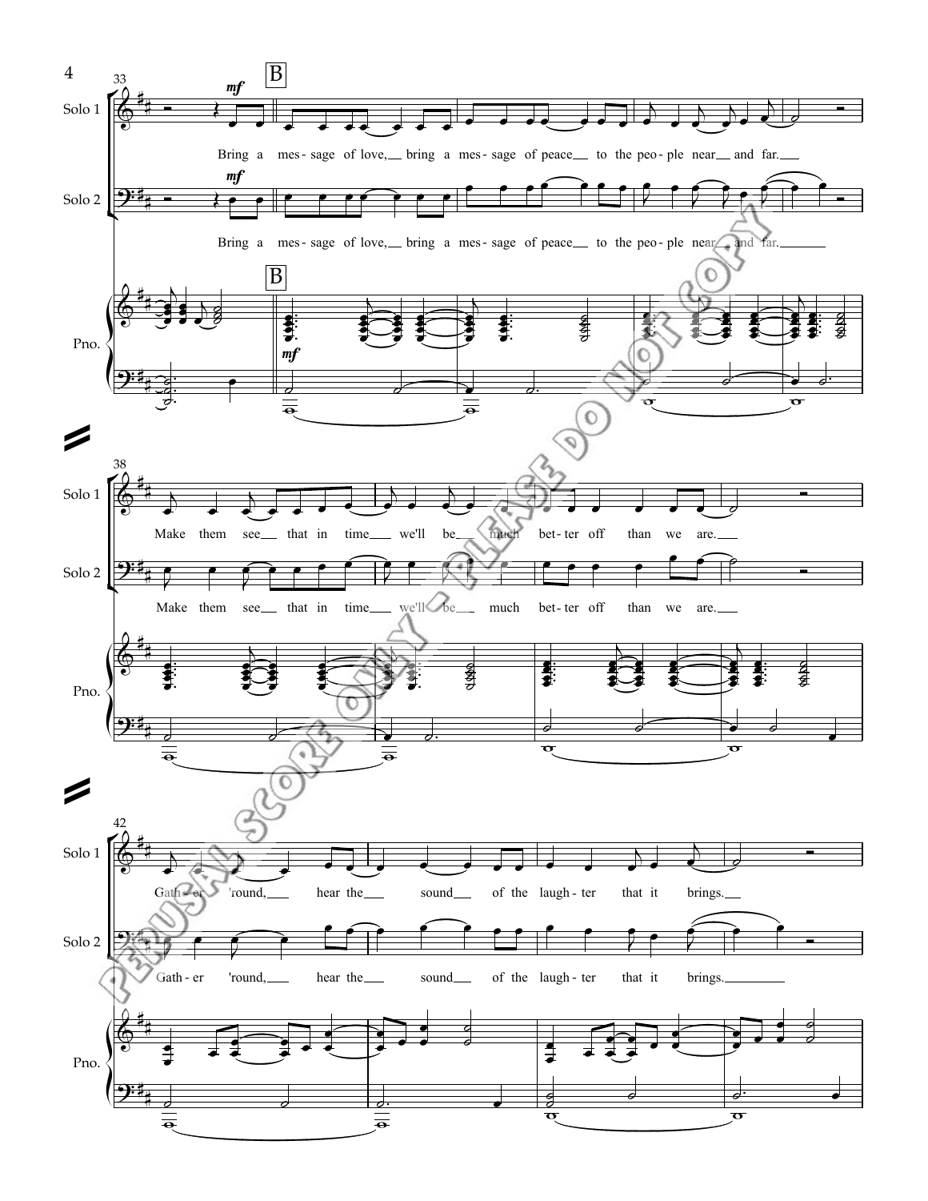Bring a mes- sage of love, bring a mes- sage of peace to the peo- ple near and far.

Make them see that in time we'll be much bet- ter off than we are.

Gath- er 'round, hear the sound of the laugh- ter that it brings.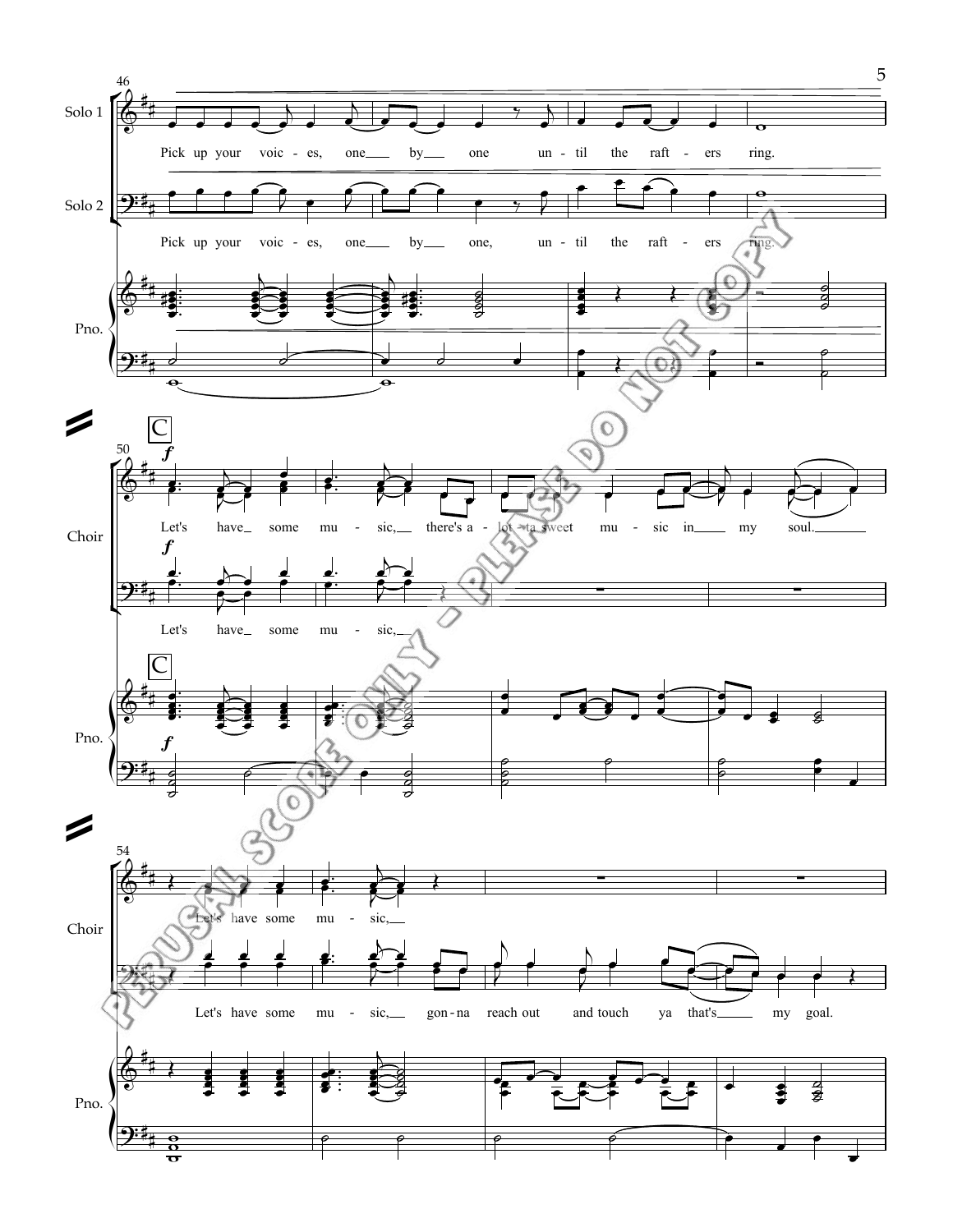46

Solo 1

Pick up your voic - es, one___ by___ one un - til the raft - ers ring.

Solo 2

Pick up your voic - es, one___ by___ one, un - til the raft - ers ring.

Pno.

C

50

Choir

*f*

Let's have___ some mu - sic,___ there's a - lot - ta sweet mu - sic in___ my soul.______

*f*

Let's have___ some mu - sic,___

Pno.

C

*f*

54

Choir

Let's have some mu - sic,___

Let's have some mu - sic,___ gon - na reach out and touch ya that's___ my goal.

Pno.

PERUSAL SCORE ONLY - PLEASE DO NOT COPY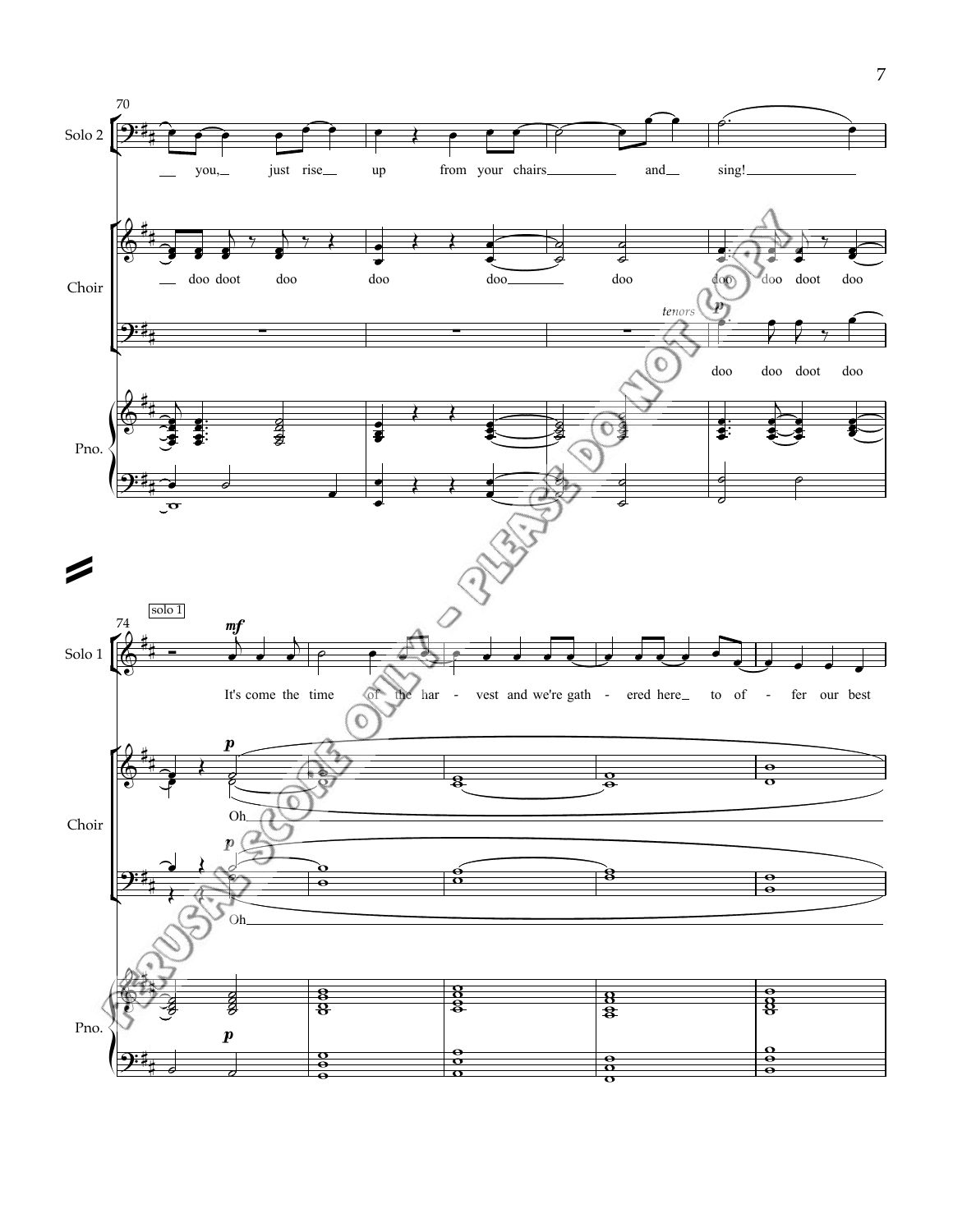Solo 2

you, just rise up from your chairs and sing!

Choir

doo doot doo doo doo doo doo doo doot doo

tenors *p*

doo doo doot doo

Pno.

solo 1

Solo 1

*mf*

It's come the time of the har - vest and we're gath - ered here to of - fer our best

Choir

*p*

Oh

*p*

Oh

Pno.

*p*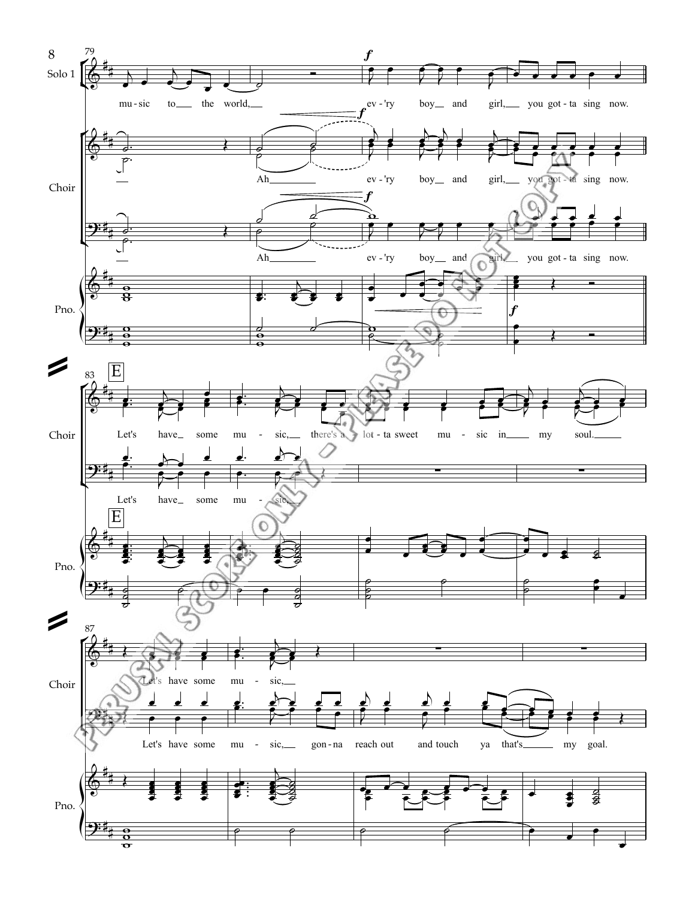Solo 1

mu - sic to the world, ev - 'ry boy and girl, you got - ta sing now.

Choir

Ah ev - 'ry boy and girl, you got - ta sing now.

Ah ev - 'ry boy and girl, you got - ta sing now.

Pno.

E

Choir

Let's have some mu - sic, there's a - lot - ta sweet mu - sic in my soul.

Let's have some mu - sic,

Pno.

Choir

Let's have some mu - sic,

Let's have some mu - sic, gon - na reach out and touch ya that's my goal.

Pno.

PERUSAL SCORE ONLY - PLEASE DO NOT COPY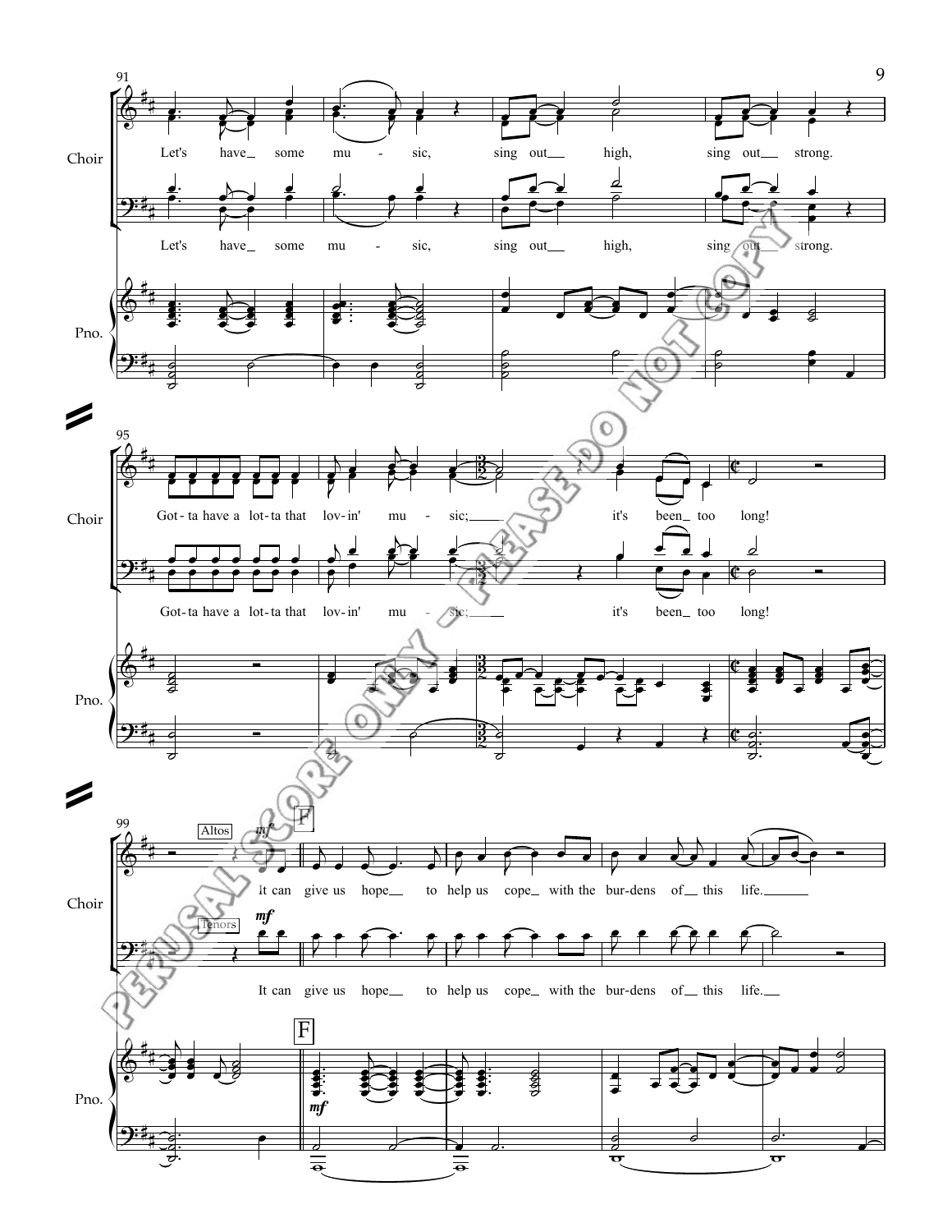Choir

Let's have some mu - sic, sing out high, sing out strong.

Let's have some mu - sic, sing out high, sing out strong.

Pno.

Choir

Got - ta have a lot - ta that lov - in' mu - sic; it's been too long!

Got - ta have a lot - ta that lov - in' mu - sic; it's been too long!

Pno.

Choir

Altos *mf* F

It can give us hope to help us cope with the bur - dens of this life.

Tenors *mf*

It can give us hope to help us cope with the bur - dens of this life.

Pno.

F

*mf*

PERUSAL SCORE ONLY - PLEASE DO NOT COPY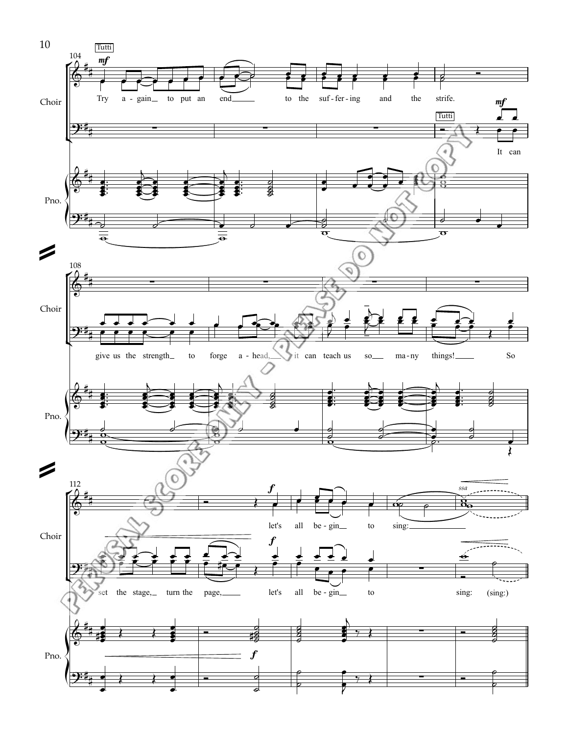Tutti

*mf*

Choir

Try a - gain to put an end to the suf - fer - ing and the strife.

Tutti

*mf*

It can

Pno.

Choir

give us the strength to forge a - head, it can teach us so ma - ny things! So

Pno.

Choir

*f*

let's all be - gin to sing:

*ssa*

set the stage, turn the page, let's all be - gin to sing: (sing:)

*f*

Pno.

*f*

PERUSAL SCORE ONLY - PLEASE DO NOT COPY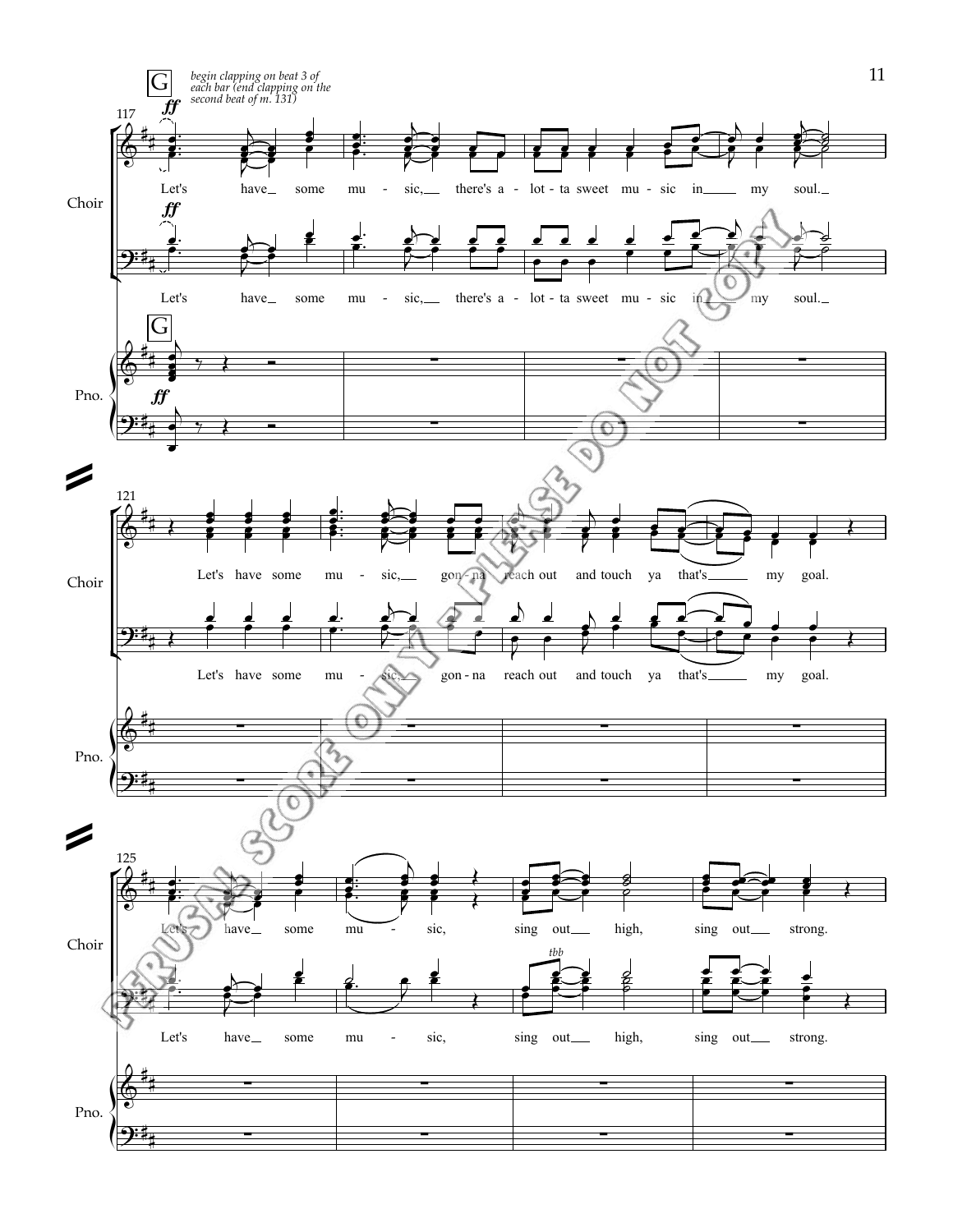**G** *begin clapping on beat 3 of each bar (end clapping on the second beat of m. 131)*

117

**ff**

Choir

Let's have_ some mu - sic,__ there's a - lot - ta sweet mu - sic in____ my soul._

Let's have_ some mu - sic,__ there's a - lot - ta sweet mu - sic in___ my soul._

**G**

**ff**

Pno.

121

Choir

Let's have some mu - sic,__ gon - na reach out and touch ya that's______ my goal.

Let's have some mu - sic,__ gon - na reach out and touch ya that's______ my goal.

Pno.

125

Choir

Let's have_ some mu - sic, sing out__ high, sing out__ strong.

*tbb*

Let's have_ some mu - sic, sing out__ high, sing out__ strong.

Pno.

PERUSAL SCORE ONLY - PLEASE DO NOT COPY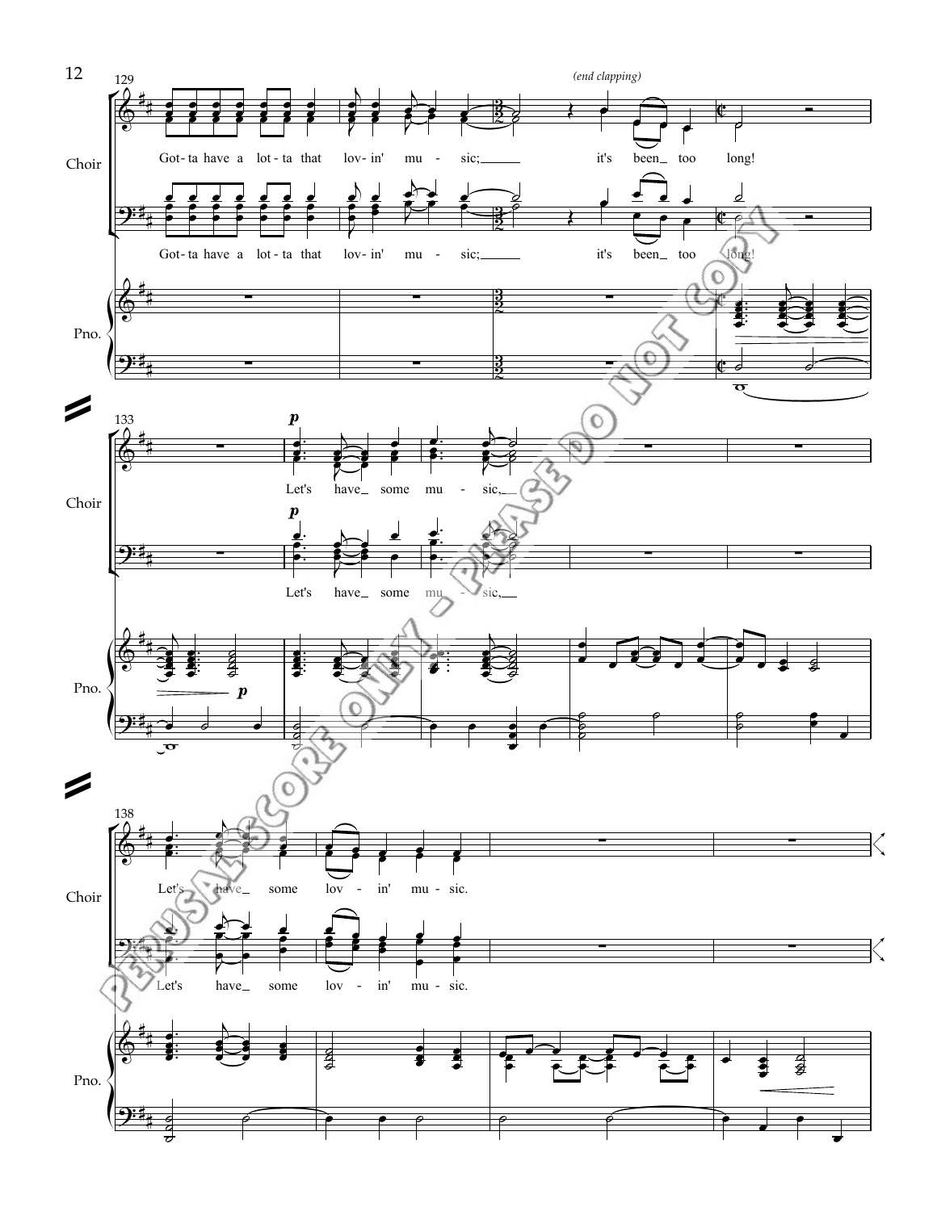(end clapping)

Choir

Got-ta have a lot-ta that lov-in' mu - sic; it's been too long!

Got-ta have a lot-ta that lov-in' mu - sic; it's been too long!

Pno.

Choir

Let's have some mu - sic,

Let's have some mu - sic,

Pno.

Choir

Let's have some lov - in' mu - sic.

Let's have some lov - in' mu - sic.

Pno.

PERUSAL SCORE ONLY - PLEASE DO NOT COPY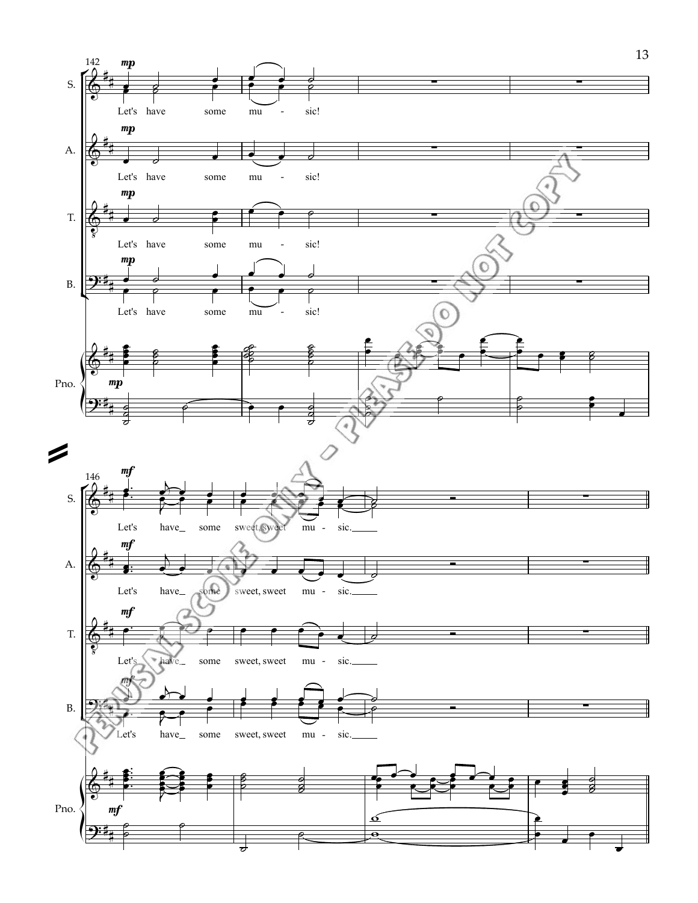142

S. *mp* Let's have some mu - sic!

A. *mp* Let's have some mu - sic!

T. *mp* Let's have some mu - sic!

B. *mp* Let's have some mu - sic!

Pno. *mp*

146

S. *mf* Let's have_ some sweet, sweet mu - sic._____

A. *mf* Let's have_ some sweet, sweet mu - sic._____

T. *mf* Let's have_ some sweet, sweet mu - sic._____

B. *mf* Let's have_ some sweet, sweet mu - sic._____

Pno. *mf*

PERUSAL SCORE ONLY - PLEASE DO NOT COPY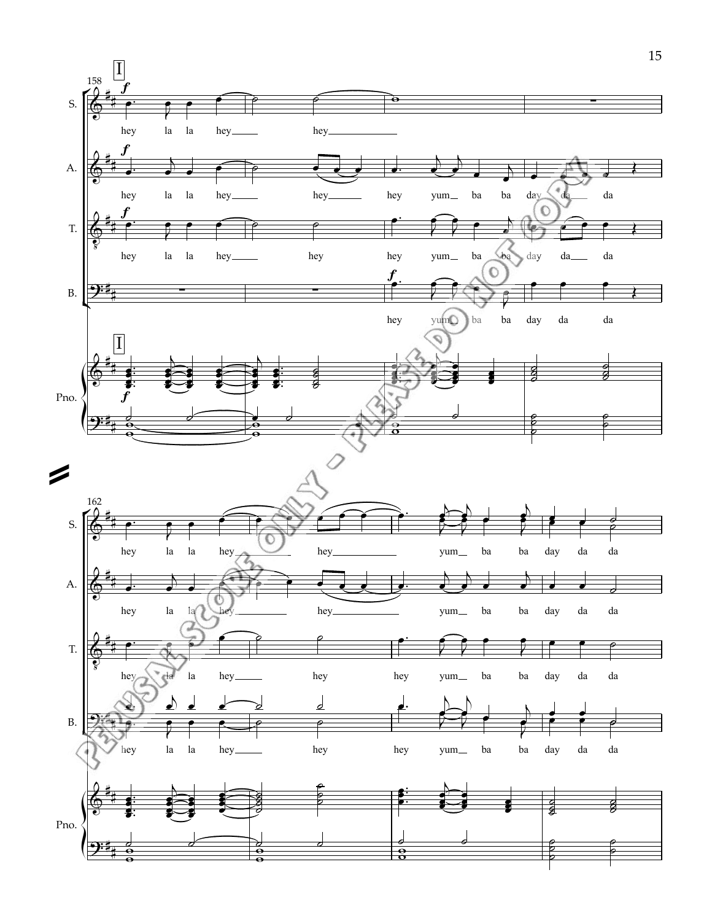158 I

S. *f* hey la la hey___ hey___

A. *f* hey la la hey___ hey___ hey yum__ ba ba day da__ da

T. *f* hey la la hey___ hey hey yum__ ba ba day da__ da

B. *f* hey yum__ ba ba day da da

Pno. I *f*

162

S. hey la la hey___ hey___ yum__ ba ba day da da

A. hey la la hey___ hey___ yum__ ba ba day da da

T. hey la la hey___ hey hey yum__ ba ba day da da

B. hey la la hey___ hey hey yum__ ba ba day da da

Pno.

PERUSAL SCORE ONLY - PLEASE DO NOT COPY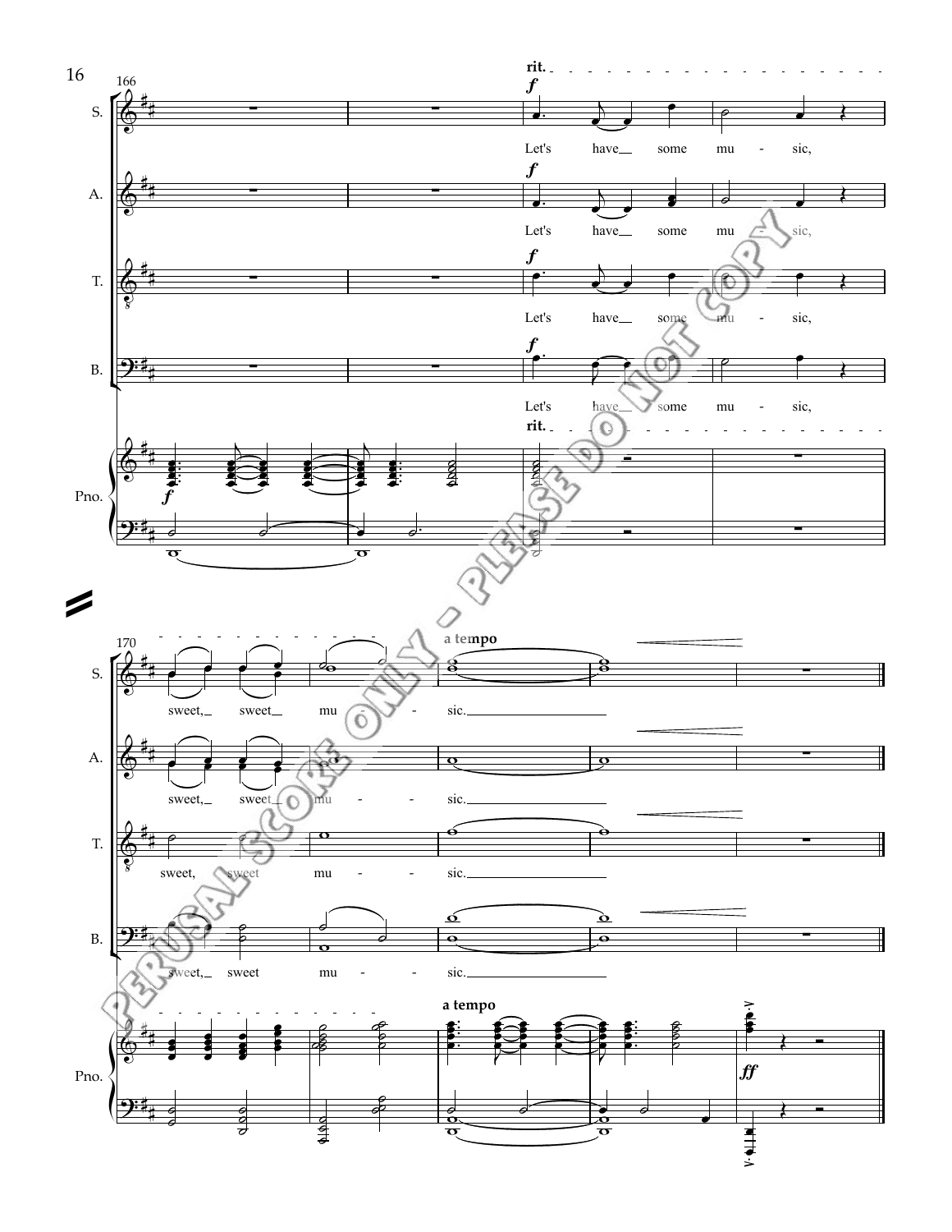166

S.

A.

T.

B.

Pno.

rit.

*f*

Let's have some mu - sic,

Let's have some mu - sic,

Let's have some mu - sic,

Let's have some mu - sic,

170

a tempo

sweet, sweet mu - sic.

sweet, sweet mu - sic.

sweet, sweet mu - sic.

sweet, sweet mu - sic.

a tempo

*ff*

PERUSAL SCORE ONLY - PLEASE DO NOT COPY